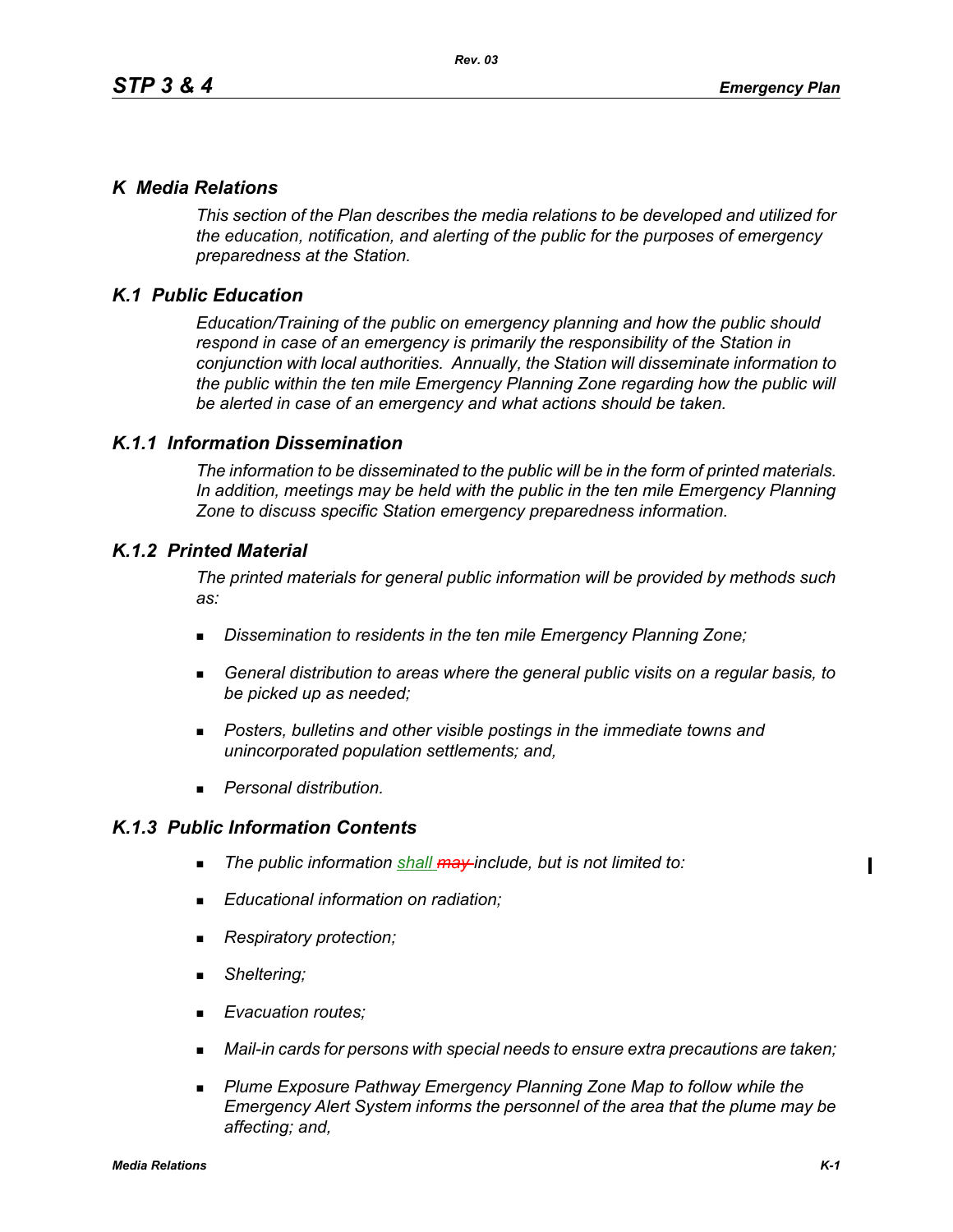## K Media Relations

*This section of the Plan describes the media relations to be developed and utilized for the education, notification, and alerting of the public for the purposes of emergency preparedness at the Station.*

### K.1 Public Education

*Education/Training of the public on emergency planning and how the public should respond in case of an emergency is primarily the responsibility of the Station in conjunction with local authorities. Annually, the Station will disseminate information to the public within the ten mile Emergency Planning Zone regarding how the public will be alerted in case of an emergency and what actions should be taken.*

### K.1.1 Information Dissemination

*The information to be disseminated to the public will be in the form of printed materials. In addition, meetings may be held with the public in the ten mile Emergency Planning Zone to discuss specific Station emergency preparedness information.*

### K.1.2 Printed Material

*The printed materials for general public information will be provided by methods such as:*

- *Dissemination to residents in the ten mile Emergency Planning Zone;*
- *General distribution to areas where the general public visits on a regular basis, to be picked up as needed;*
- *Posters, bulletins and other visible postings in the immediate towns and unincorporated population settlements; and,*
- *Personal distribution.*

### K.1.3 Public Information Contents

- *The public information shall ~~may~~ include, but is not limited to:*
- *Educational information on radiation;*
- *Respiratory protection;*
- *Sheltering;*
- *Evacuation routes;*
- *Mail-in cards for persons with special needs to ensure extra precautions are taken;*
- *Plume Exposure Pathway Emergency Planning Zone Map to follow while the Emergency Alert System informs the personnel of the area that the plume may be affecting; and,*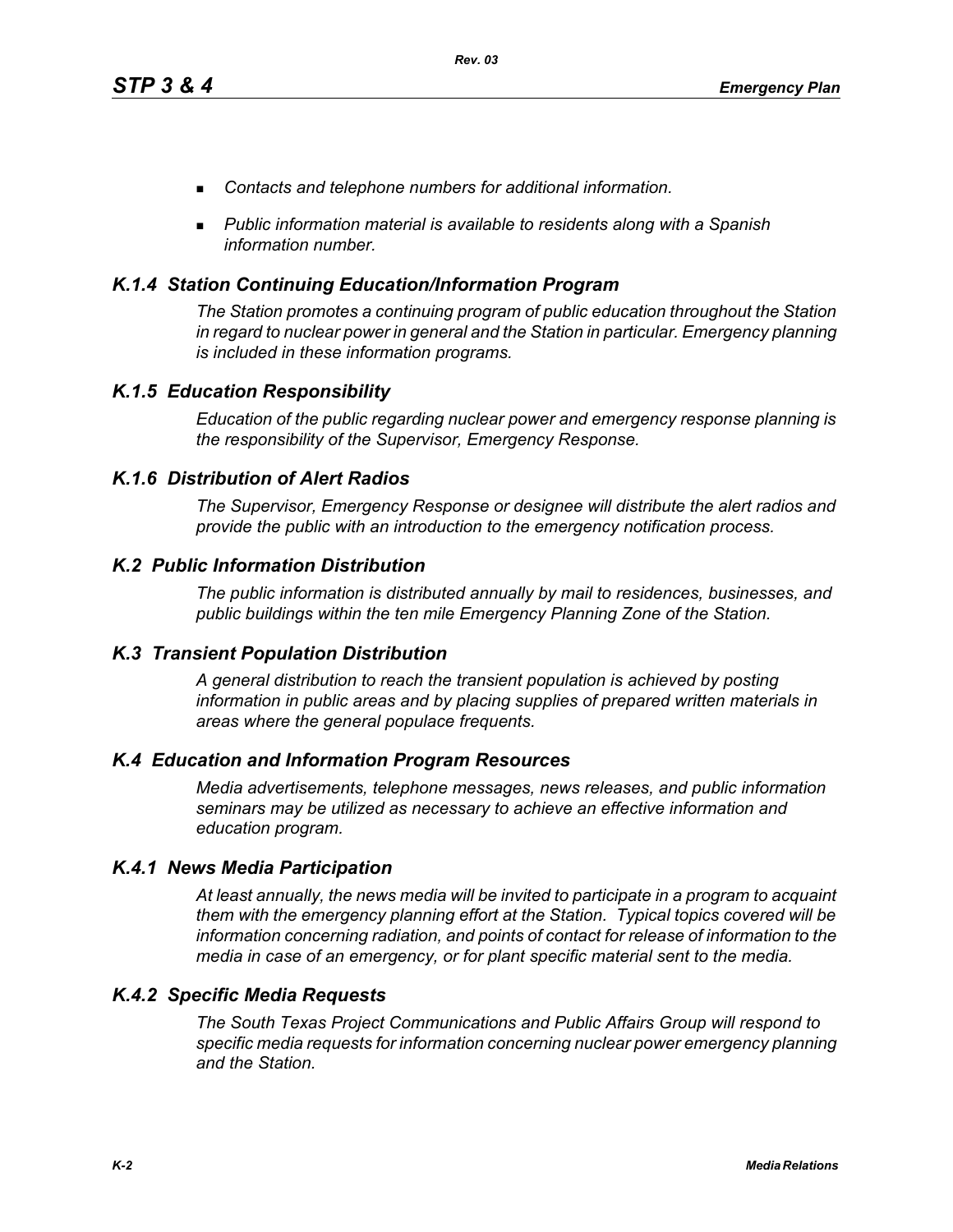- *Contacts and telephone numbers for additional information.*
- *Public information material is available to residents along with a Spanish information number.*

### *K.1.4 Station Continuing Education/Information Program*

*The Station promotes a continuing program of public education throughout the Station in regard to nuclear power in general and the Station in particular. Emergency planning is included in these information programs.*

### *K.1.5 Education Responsibility*

*Education of the public regarding nuclear power and emergency response planning is the responsibility of the Supervisor, Emergency Response.*

### *K.1.6 Distribution of Alert Radios*

*The Supervisor, Emergency Response or designee will distribute the alert radios and provide the public with an introduction to the emergency notification process.*

## *K.2 Public Information Distribution*

*The public information is distributed annually by mail to residences, businesses, and public buildings within the ten mile Emergency Planning Zone of the Station.*

## *K.3 Transient Population Distribution*

*A general distribution to reach the transient population is achieved by posting information in public areas and by placing supplies of prepared written materials in areas where the general populace frequents.*

## *K.4 Education and Information Program Resources*

*Media advertisements, telephone messages, news releases, and public information seminars may be utilized as necessary to achieve an effective information and education program.*

### *K.4.1 News Media Participation*

*At least annually, the news media will be invited to participate in a program to acquaint them with the emergency planning effort at the Station. Typical topics covered will be information concerning radiation, and points of contact for release of information to the media in case of an emergency, or for plant specific material sent to the media.*

### *K.4.2 Specific Media Requests*

*The South Texas Project Communications and Public Affairs Group will respond to specific media requests for information concerning nuclear power emergency planning and the Station.*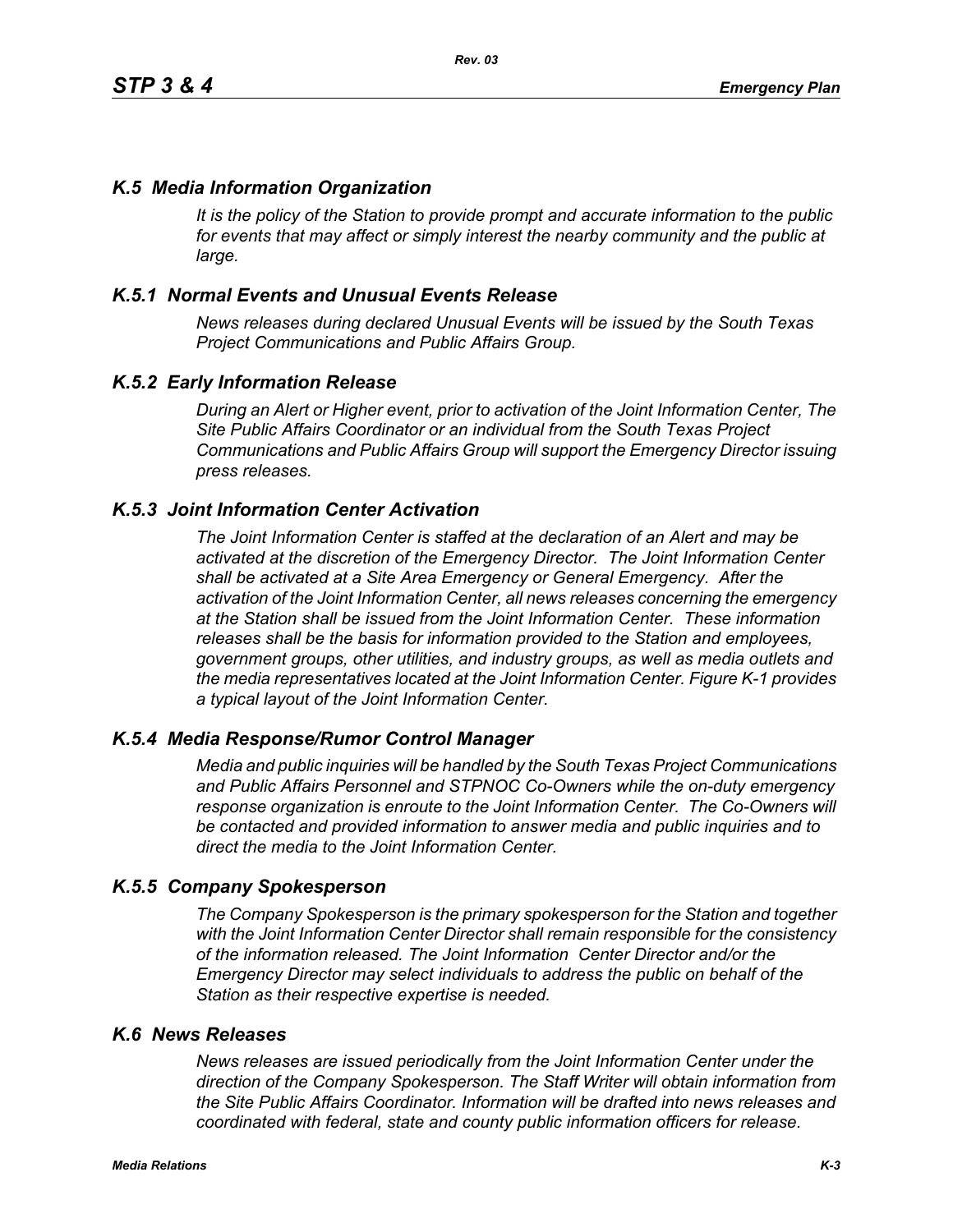## *K.5 Media Information Organization*

*It is the policy of the Station to provide prompt and accurate information to the public for events that may affect or simply interest the nearby community and the public at large.*

### *K.5.1 Normal Events and Unusual Events Release*

*News releases during declared Unusual Events will be issued by the South Texas Project Communications and Public Affairs Group.*

### *K.5.2 Early Information Release*

*During an Alert or Higher event, prior to activation of the Joint Information Center, The Site Public Affairs Coordinator or an individual from the South Texas Project Communications and Public Affairs Group will support the Emergency Director issuing press releases.*

### *K.5.3 Joint Information Center Activation*

*The Joint Information Center is staffed at the declaration of an Alert and may be activated at the discretion of the Emergency Director. The Joint Information Center shall be activated at a Site Area Emergency or General Emergency. After the activation of the Joint Information Center, all news releases concerning the emergency at the Station shall be issued from the Joint Information Center. These information releases shall be the basis for information provided to the Station and employees, government groups, other utilities, and industry groups, as well as media outlets and the media representatives located at the Joint Information Center. Figure K-1 provides a typical layout of the Joint Information Center.*

### *K.5.4 Media Response/Rumor Control Manager*

*Media and public inquiries will be handled by the South Texas Project Communications and Public Affairs Personnel and STPNOC Co-Owners while the on-duty emergency response organization is enroute to the Joint Information Center. The Co-Owners will be contacted and provided information to answer media and public inquiries and to direct the media to the Joint Information Center.*

### *K.5.5 Company Spokesperson*

*The Company Spokesperson is the primary spokesperson for the Station and together with the Joint Information Center Director shall remain responsible for the consistency of the information released. The Joint Information Center Director and/or the Emergency Director may select individuals to address the public on behalf of the Station as their respective expertise is needed.*

## *K.6 News Releases*

*News releases are issued periodically from the Joint Information Center under the direction of the Company Spokesperson. The Staff Writer will obtain information from the Site Public Affairs Coordinator. Information will be drafted into news releases and coordinated with federal, state and county public information officers for release.*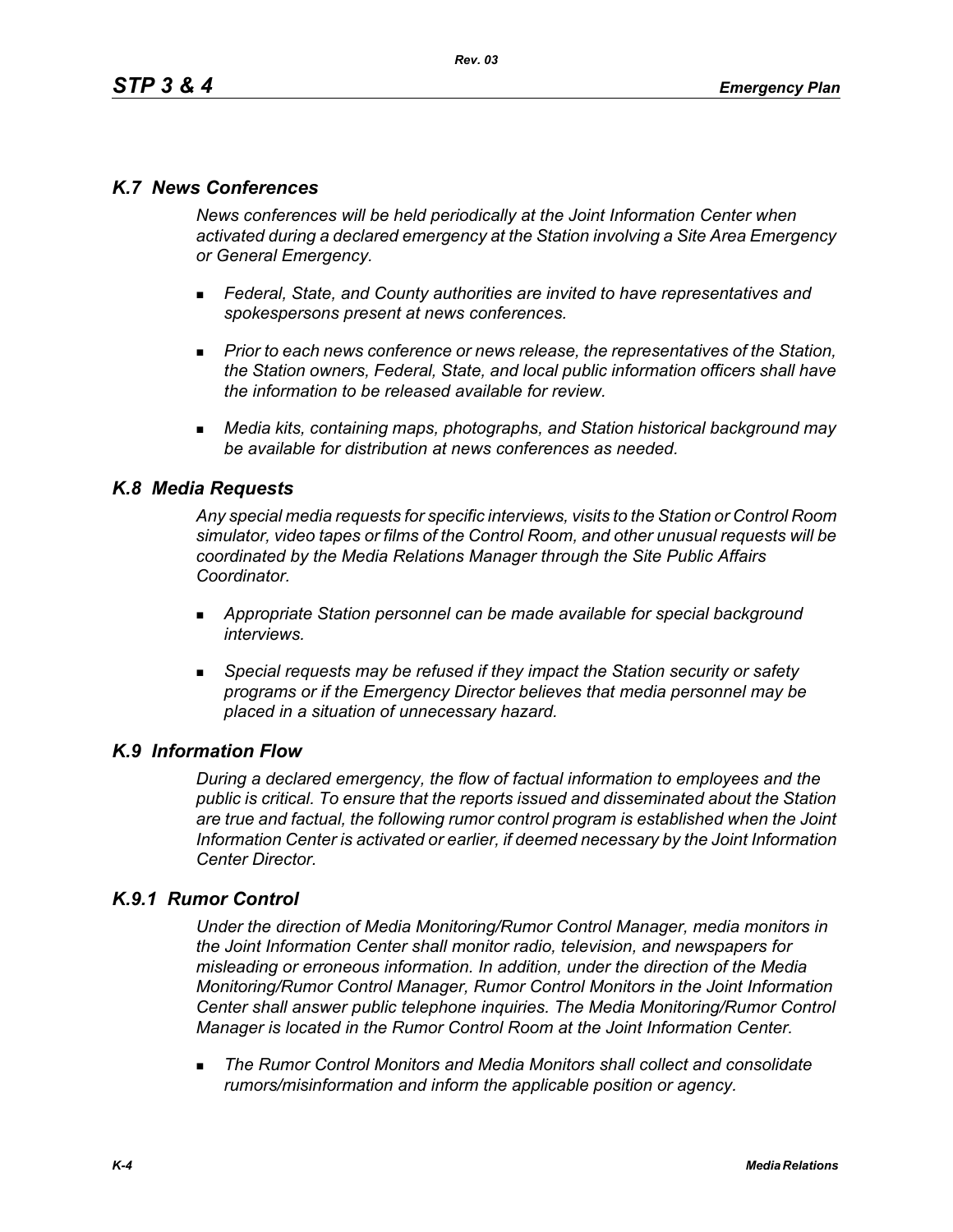## *K.7 News Conferences*

*News conferences will be held periodically at the Joint Information Center when activated during a declared emergency at the Station involving a Site Area Emergency or General Emergency.*

- *Federal, State, and County authorities are invited to have representatives and spokespersons present at news conferences.*
- *Prior to each news conference or news release, the representatives of the Station, the Station owners, Federal, State, and local public information officers shall have the information to be released available for review.*
- *Media kits, containing maps, photographs, and Station historical background may be available for distribution at news conferences as needed.*

## *K.8 Media Requests*

*Any special media requests for specific interviews, visits to the Station or Control Room simulator, video tapes or films of the Control Room, and other unusual requests will be coordinated by the Media Relations Manager through the Site Public Affairs Coordinator.*

- *Appropriate Station personnel can be made available for special background interviews.*
- *Special requests may be refused if they impact the Station security or safety programs or if the Emergency Director believes that media personnel may be placed in a situation of unnecessary hazard.*

## *K.9 Information Flow*

*During a declared emergency, the flow of factual information to employees and the public is critical. To ensure that the reports issued and disseminated about the Station are true and factual, the following rumor control program is established when the Joint Information Center is activated or earlier, if deemed necessary by the Joint Information Center Director.*

### *K.9.1 Rumor Control*

*Under the direction of Media Monitoring/Rumor Control Manager, media monitors in the Joint Information Center shall monitor radio, television, and newspapers for misleading or erroneous information. In addition, under the direction of the Media Monitoring/Rumor Control Manager, Rumor Control Monitors in the Joint Information Center shall answer public telephone inquiries. The Media Monitoring/Rumor Control Manager is located in the Rumor Control Room at the Joint Information Center.*

- *The Rumor Control Monitors and Media Monitors shall collect and consolidate rumors/misinformation and inform the applicable position or agency.*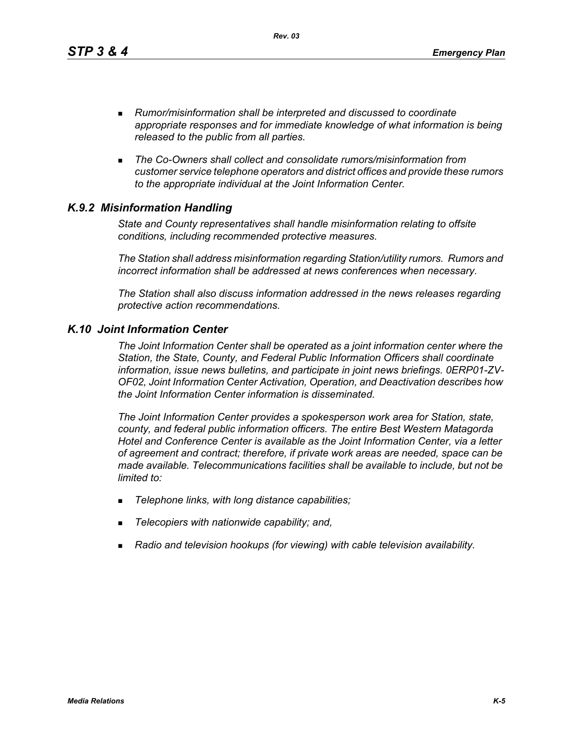- *Rumor/misinformation shall be interpreted and discussed to coordinate appropriate responses and for immediate knowledge of what information is being released to the public from all parties.*

- *The Co-Owners shall collect and consolidate rumors/misinformation from customer service telephone operators and district offices and provide these rumors to the appropriate individual at the Joint Information Center.*

### *K.9.2 Misinformation Handling*

*State and County representatives shall handle misinformation relating to offsite conditions, including recommended protective measures.*

*The Station shall address misinformation regarding Station/utility rumors. Rumors and incorrect information shall be addressed at news conferences when necessary.*

*The Station shall also discuss information addressed in the news releases regarding protective action recommendations.*

## *K.10 Joint Information Center*

*The Joint Information Center shall be operated as a joint information center where the Station, the State, County, and Federal Public Information Officers shall coordinate information, issue news bulletins, and participate in joint news briefings. 0ERP01-ZV-OF02, Joint Information Center Activation, Operation, and Deactivation describes how the Joint Information Center information is disseminated.*

*The Joint Information Center provides a spokesperson work area for Station, state, county, and federal public information officers. The entire Best Western Matagorda Hotel and Conference Center is available as the Joint Information Center, via a letter of agreement and contract; therefore, if private work areas are needed, space can be made available. Telecommunications facilities shall be available to include, but not be limited to:*

- *Telephone links, with long distance capabilities;*

- *Telecopiers with nationwide capability; and,*

- *Radio and television hookups (for viewing) with cable television availability.*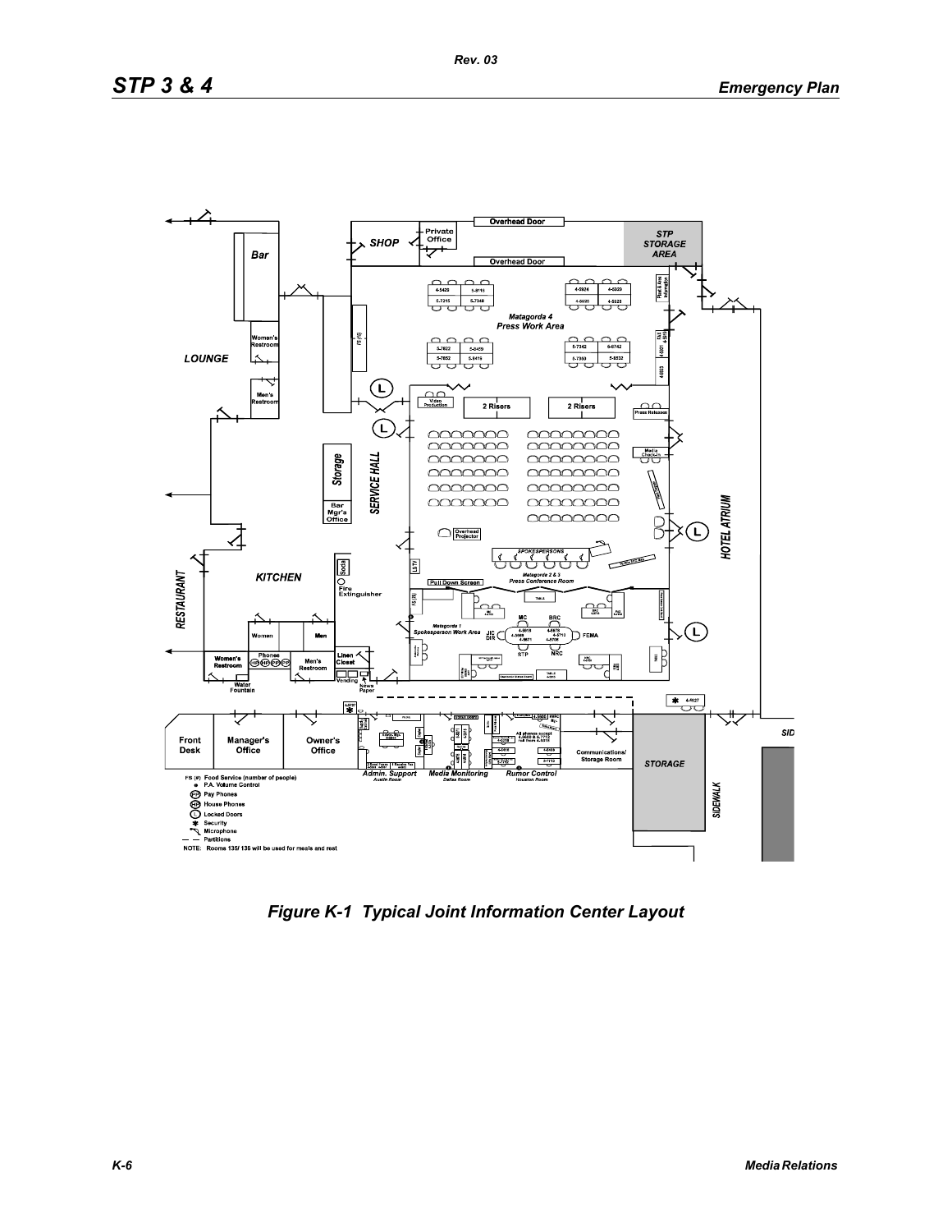LOUNGE

Bar

Women's Restroom

Men's Restroom

SHOP

Private Office

Overhead Door

Overhead Door

STP STORAGE AREA

Matagorda 4
Press Work Area

SERVICE HALL

Storage

Bar Mgr's Office

KITCHEN

Fire Extinguisher

RESTAURANT

Women

Men

Women's Restroom

Phones

Men's Restroom

Linen Closet

Vending

News Paper

Water Fountain

Video Production

2 Risers

2 Risers

Press Releases

Media Check-In

Overhead Projector

SPOKESPERSONS

Matagorda 2 & 3
Press Conference Room

Pull Down Screen

Matagorda 1
Spokesperson Work Area

MC

BRC

JIC DIR

FEMA

STP

NRC

HOTEL ATRIUM

Front Desk

Manager's Office

Owner's Office

Admin. Support
Austin Room

Media Monitoring
Dallas Room

Rumor Control
Houston Room

All phones except 4-5600 & 5-7712 roll from 4-5610

Communications/ Storage Room

STORAGE

SIDEWALK

FS (#) Food Service (number of people)
P.A. Volume Control
PP Pay Phones
HP House Phones
L Locked Doors
\* Security
Microphone
Partitions
NOTE: Rooms 135/ 136 will be used for meals and rest

*Figure K-1 Typical Joint Information Center Layout*